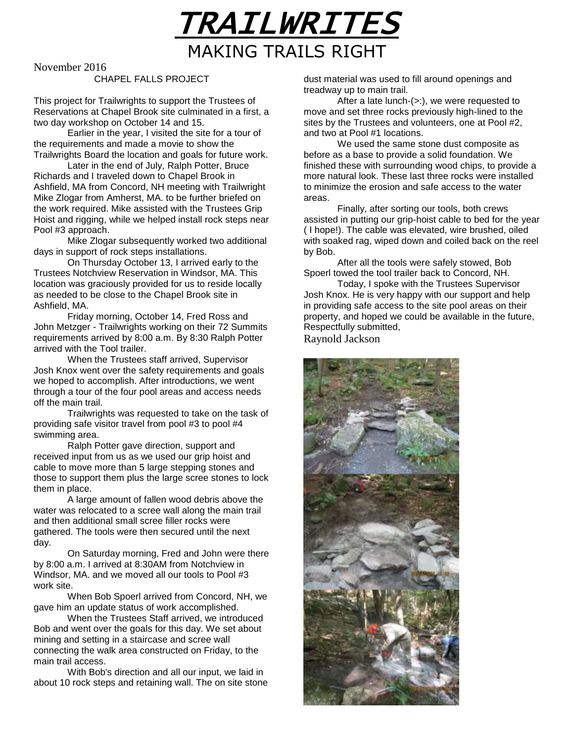# *TRAILWRITES*

## MAKING TRAILS RIGHT

November 2016

### CHAPEL FALLS PROJECT

This project for Trailwrights to support the Trustees of Reservations at Chapel Brook site culminated in a first, a two day workshop on October 14 and 15.

Earlier in the year, I visited the site for a tour of the requirements and made a movie to show the Trailwrights Board the location and goals for future work.

Later in the end of July, Ralph Potter, Bruce Richards and I traveled down to Chapel Brook in Ashfield, MA from Concord, NH meeting with Trailwright Mike Zlogar from Amherst, MA. to be further briefed on the work required. Mike assisted with the Trustees Grip Hoist and rigging, while we helped install rock steps near Pool #3 approach.

Mike Zlogar subsequently worked two additional days in support of rock steps installations.

On Thursday October 13, I arrived early to the Trustees Notchview Reservation in Windsor, MA. This location was graciously provided for us to reside locally as needed to be close to the Chapel Brook site in Ashfield, MA.

Friday morning, October 14, Fred Ross and John Metzger - Trailwrights working on their 72 Summits requirements arrived by 8:00 a.m. By 8:30 Ralph Potter arrived with the Tool trailer.

When the Trustees staff arrived, Supervisor Josh Knox went over the safety requirements and goals we hoped to accomplish. After introductions, we went through a tour of the four pool areas and access needs off the main trail.

Trailwrights was requested to take on the task of providing safe visitor travel from pool #3 to pool #4 swimming area.

Ralph Potter gave direction, support and received input from us as we used our grip hoist and cable to move more than 5 large stepping stones and those to support them plus the large scree stones to lock them in place.

A large amount of fallen wood debris above the water was relocated to a scree wall along the main trail and then additional small scree filler rocks were gathered. The tools were then secured until the next day.

On Saturday morning, Fred and John were there by 8:00 a.m. I arrived at 8:30AM from Notchview in Windsor, MA. and we moved all our tools to Pool #3 work site.

When Bob Spoerl arrived from Concord, NH, we gave him an update status of work accomplished.

When the Trustees Staff arrived, we introduced Bob and went over the goals for this day. We set about mining and setting in a staircase and scree wall connecting the walk area constructed on Friday, to the main trail access.

With Bob's direction and all our input, we laid in about 10 rock steps and retaining wall. The on site stone dust material was used to fill around openings and treadway up to main trail.

After a late lunch-(>:), we were requested to move and set three rocks previously high-lined to the sites by the Trustees and volunteers, one at Pool #2, and two at Pool #1 locations.

We used the same stone dust composite as before as a base to provide a solid foundation. We finished these with surrounding wood chips, to provide a more natural look. These last three rocks were installed to minimize the erosion and safe access to the water areas.

Finally, after sorting our tools, both crews assisted in putting our grip-hoist cable to bed for the year ( I hope!). The cable was elevated, wire brushed, oiled with soaked rag, wiped down and coiled back on the reel by Bob.

After all the tools were safely stowed, Bob Spoerl towed the tool trailer back to Concord, NH.

Today, I spoke with the Trustees Supervisor Josh Knox. He is very happy with our support and help in providing safe access to the site pool areas on their property, and hoped we could be available in the future,

Respectfully submitted,

Raynold Jackson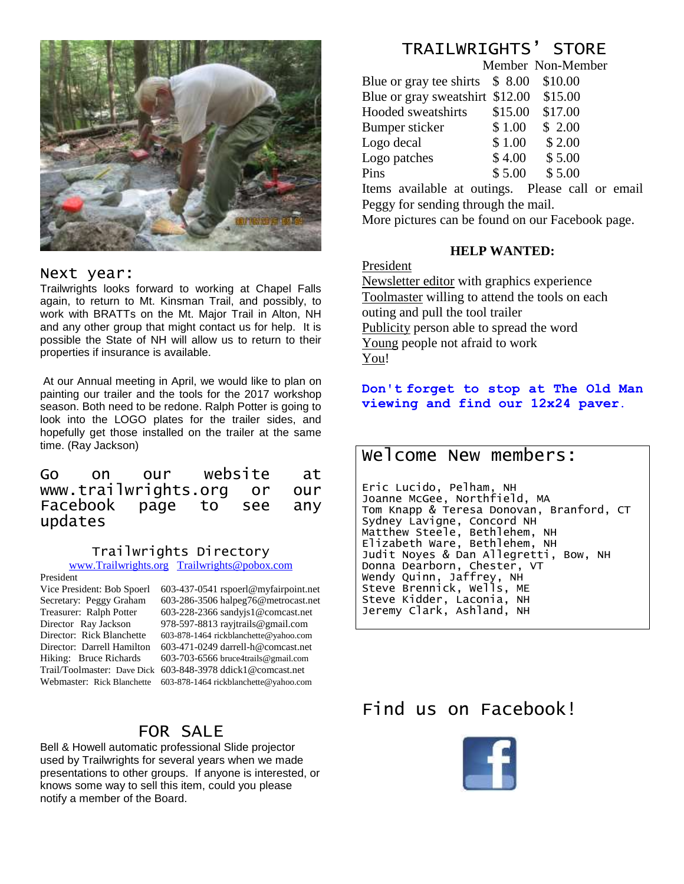## Next year:

Trailwrights looks forward to working at Chapel Falls again, to return to Mt. Kinsman Trail, and possibly, to work with BRATTs on the Mt. Major Trail in Alton, NH and any other group that might contact us for help. It is possible the State of NH will allow us to return to their properties if insurance is available.

At our Annual meeting in April, we would like to plan on painting our trailer and the tools for the 2017 workshop season. Both need to be redone. Ralph Potter is going to look into the LOGO plates for the trailer sides, and hopefully get those installed on the trailer at the same time. (Ray Jackson)

Go on our website at www.trailwrights.org or our Facebook page to see any updates

## Trailwrights Directory

www.Trailwrights.org Trailwrights@pobox.com

| | |
|---|---|
| President | |
| Vice President: Bob Spoerl | 603-437-0541 rspoerl@myfairpoint.net |
| Secretary: Peggy Graham | 603-286-3506 halpeg76@metrocast.net |
| Treasurer: Ralph Potter | 603-228-2366 sandyjs1@comcast.net |
| Director Ray Jackson | 978-597-8813 rayjtrails@gmail.com |
| Director: Rick Blanchette | 603-878-1464 rickblanchette@yahoo.com |
| Director: Darrell Hamilton | 603-471-0249 darrell-h@comcast.net |
| Hiking: Bruce Richards | 603-703-6566 bruce4trails@gmail.com |
| Trail/Toolmaster: Dave Dick | 603-848-3978 ddick1@comcast.net |
| Webmaster: Rick Blanchette | 603-878-1464 rickblanchette@yahoo.com |

## FOR SALE

Bell & Howell automatic professional Slide projector used by Trailwrights for several years when we made presentations to other groups. If anyone is interested, or knows some way to sell this item, could you please notify a member of the Board.

## TRAILWRIGHTS' STORE

| | Member | Non-Member |
|---|---|---|
| Blue or gray tee shirts | $ 8.00 | $10.00 |
| Blue or gray sweatshirt | $12.00 | $15.00 |
| Hooded sweatshirts | $15.00 | $17.00 |
| Bumper sticker | $ 1.00 | $ 2.00 |
| Logo decal | $ 1.00 | $ 2.00 |
| Logo patches | $ 4.00 | $ 5.00 |
| Pins | $ 5.00 | $ 5.00 |

Items available at outings. Please call or email Peggy for sending through the mail.

More pictures can be found on our Facebook page.

**HELP WANTED:**

President
Newsletter editor with graphics experience
Toolmaster willing to attend the tools on each outing and pull the tool trailer
Publicity person able to spread the word
Young people not afraid to work
You!

**Don't forget to stop at The Old Man viewing and find our 12x24 paver.**

## Welcome New members:

Eric Lucido, Pelham, NH
Joanne McGee, Northfield, MA
Tom Knapp & Teresa Donovan, Branford, CT
Sydney Lavigne, Concord NH
Matthew Steele, Bethlehem, NH
Elizabeth Ware, Bethlehem, NH
Judit Noyes & Dan Allegretti, Bow, NH
Donna Dearborn, Chester, VT
Wendy Quinn, Jaffrey, NH
Steve Brennick, Wells, ME
Steve Kidder, Laconia, NH
Jeremy Clark, Ashland, NH

## Find us on Facebook!